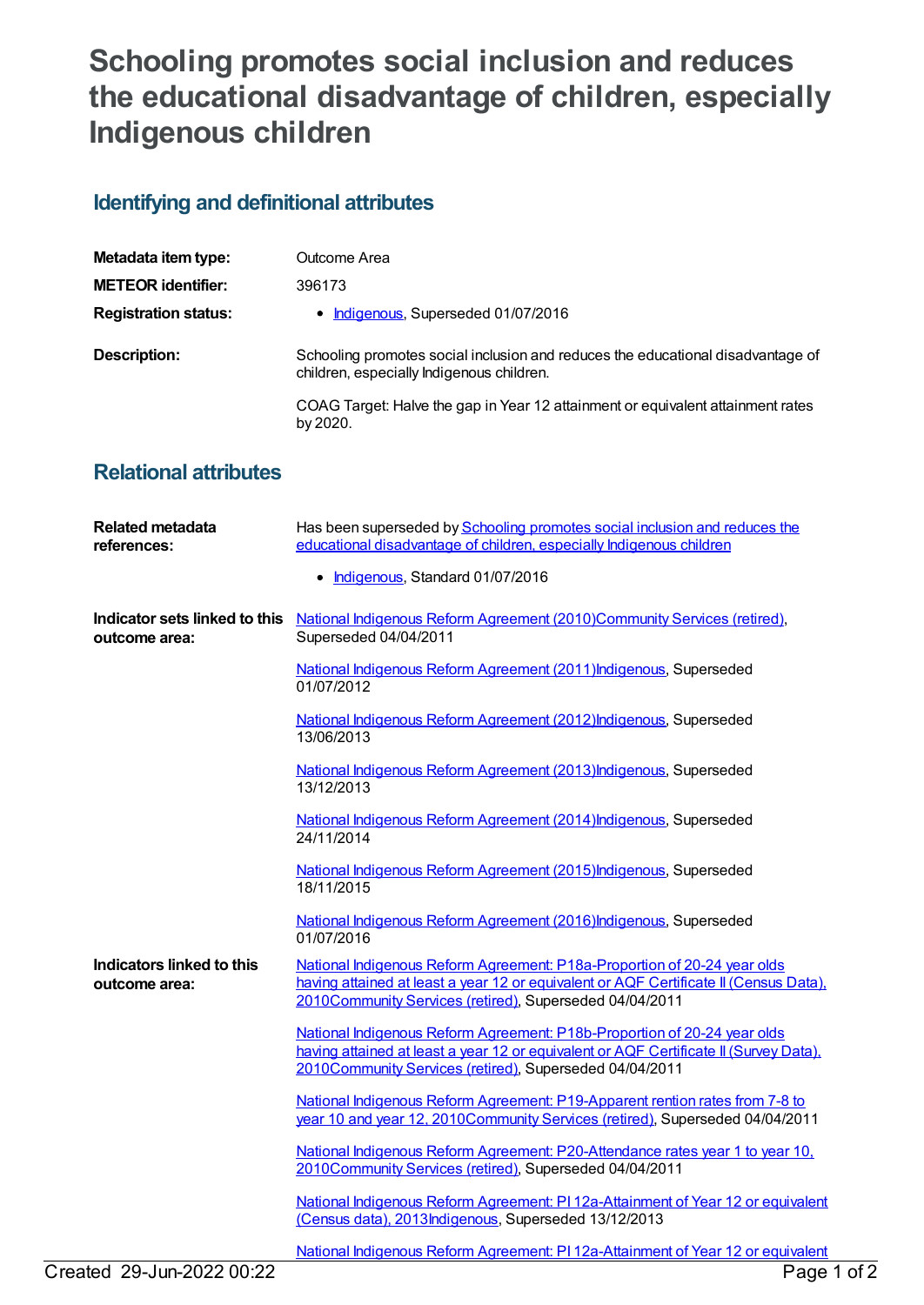# Schooling promotes social inclusion and reduces the educational disadvantage of children, especially Indigenous children

## Identifying and definitional attributes

| | |
|---|---|
| **Metadata item type:** | Outcome Area |
| **METEOR identifier:** | 396173 |
| **Registration status:** | • Indigenous, Superseded 01/07/2016 |
| **Description:** | Schooling promotes social inclusion and reduces the educational disadvantage of children, especially Indigenous children.<br><br>COAG Target: Halve the gap in Year 12 attainment or equivalent attainment rates by 2020. |

## Relational attributes

| | |
|---|---|
| **Related metadata references:** | Has been superseded by Schooling promotes social inclusion and reduces the educational disadvantage of children, especially Indigenous children<br>• Indigenous, Standard 01/07/2016 |
| **Indicator sets linked to this outcome area:** | National Indigenous Reform Agreement (2010)Community Services (retired), Superseded 04/04/2011<br><br>National Indigenous Reform Agreement (2011)Indigenous, Superseded 01/07/2012<br><br>National Indigenous Reform Agreement (2012)Indigenous, Superseded 13/06/2013<br><br>National Indigenous Reform Agreement (2013)Indigenous, Superseded 13/12/2013<br><br>National Indigenous Reform Agreement (2014)Indigenous, Superseded 24/11/2014<br><br>National Indigenous Reform Agreement (2015)Indigenous, Superseded 18/11/2015<br><br>National Indigenous Reform Agreement (2016)Indigenous, Superseded 01/07/2016 |
| **Indicators linked to this outcome area:** | National Indigenous Reform Agreement: P18a-Proportion of 20-24 year olds having attained at least a year 12 or equivalent or AQF Certificate II (Census Data), 2010Community Services (retired), Superseded 04/04/2011<br><br>National Indigenous Reform Agreement: P18b-Proportion of 20-24 year olds having attained at least a year 12 or equivalent or AQF Certificate II (Survey Data), 2010Community Services (retired), Superseded 04/04/2011<br><br>National Indigenous Reform Agreement: P19-Apparent rention rates from 7-8 to year 10 and year 12, 2010Community Services (retired), Superseded 04/04/2011<br><br>National Indigenous Reform Agreement: P20-Attendance rates year 1 to year 10, 2010Community Services (retired), Superseded 04/04/2011<br><br>National Indigenous Reform Agreement: PI 12a-Attainment of Year 12 or equivalent (Census data), 2013Indigenous, Superseded 13/12/2013<br><br>National Indigenous Reform Agreement: PI 12a-Attainment of Year 12 or equivalent |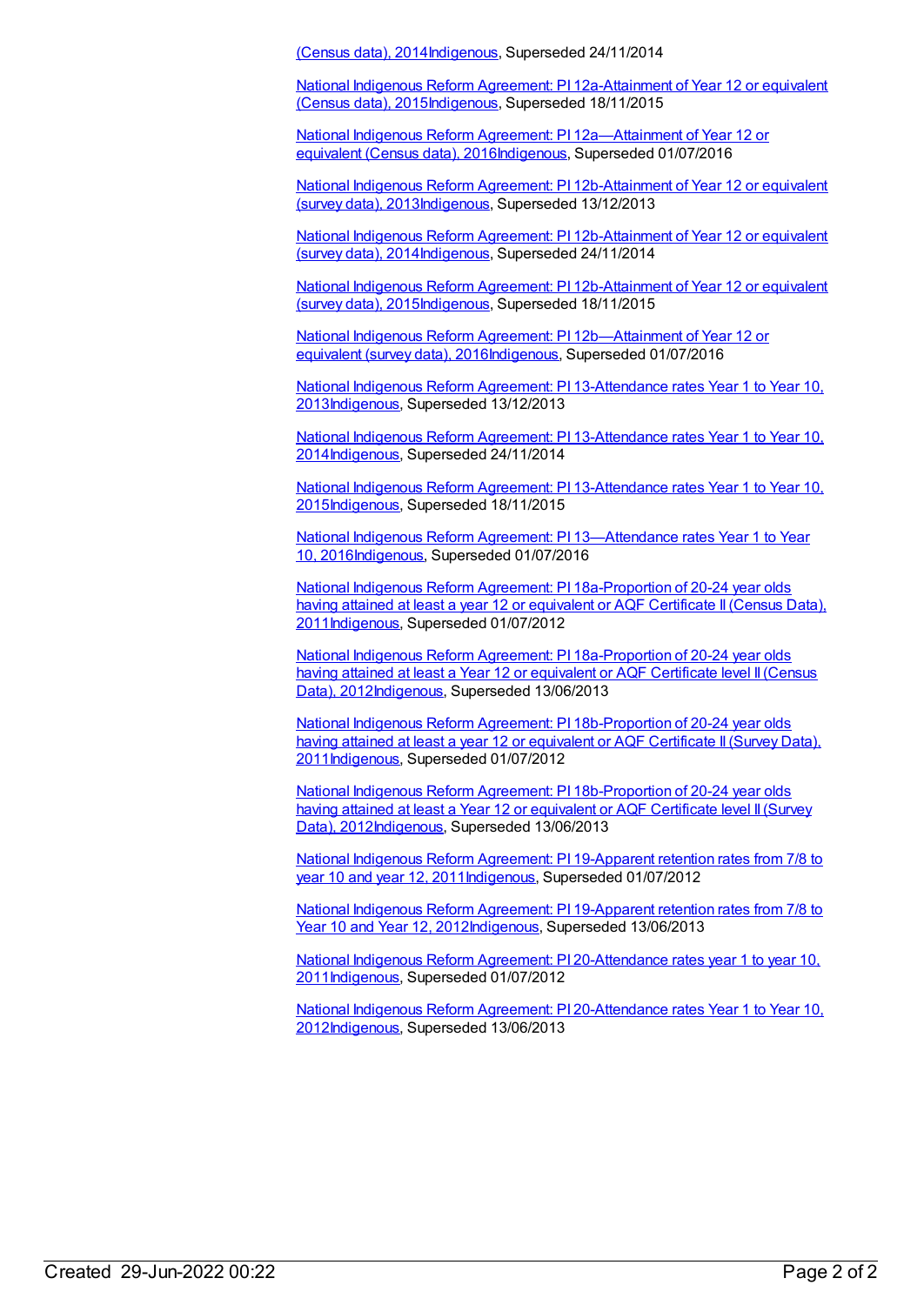(Census data), 2014Indigenous, Superseded 24/11/2014

National Indigenous Reform Agreement: PI 12a-Attainment of Year 12 or equivalent (Census data), 2015Indigenous, Superseded 18/11/2015

National Indigenous Reform Agreement: PI 12a—Attainment of Year 12 or equivalent (Census data), 2016Indigenous, Superseded 01/07/2016

National Indigenous Reform Agreement: PI 12b-Attainment of Year 12 or equivalent (survey data), 2013Indigenous, Superseded 13/12/2013

National Indigenous Reform Agreement: PI 12b-Attainment of Year 12 or equivalent (survey data), 2014Indigenous, Superseded 24/11/2014

National Indigenous Reform Agreement: PI 12b-Attainment of Year 12 or equivalent (survey data), 2015Indigenous, Superseded 18/11/2015

National Indigenous Reform Agreement: PI 12b—Attainment of Year 12 or equivalent (survey data), 2016Indigenous, Superseded 01/07/2016

National Indigenous Reform Agreement: PI 13-Attendance rates Year 1 to Year 10, 2013Indigenous, Superseded 13/12/2013

National Indigenous Reform Agreement: PI 13-Attendance rates Year 1 to Year 10, 2014Indigenous, Superseded 24/11/2014

National Indigenous Reform Agreement: PI 13-Attendance rates Year 1 to Year 10, 2015Indigenous, Superseded 18/11/2015

National Indigenous Reform Agreement: PI 13—Attendance rates Year 1 to Year 10, 2016Indigenous, Superseded 01/07/2016

National Indigenous Reform Agreement: PI 18a-Proportion of 20-24 year olds having attained at least a year 12 or equivalent or AQF Certificate II (Census Data), 2011Indigenous, Superseded 01/07/2012

National Indigenous Reform Agreement: PI 18a-Proportion of 20-24 year olds having attained at least a Year 12 or equivalent or AQF Certificate level II (Census Data), 2012Indigenous, Superseded 13/06/2013

National Indigenous Reform Agreement: PI 18b-Proportion of 20-24 year olds having attained at least a year 12 or equivalent or AQF Certificate II (Survey Data), 2011Indigenous, Superseded 01/07/2012

National Indigenous Reform Agreement: PI 18b-Proportion of 20-24 year olds having attained at least a Year 12 or equivalent or AQF Certificate level II (Survey Data), 2012Indigenous, Superseded 13/06/2013

National Indigenous Reform Agreement: PI 19-Apparent retention rates from 7/8 to year 10 and year 12, 2011Indigenous, Superseded 01/07/2012

National Indigenous Reform Agreement: PI 19-Apparent retention rates from 7/8 to Year 10 and Year 12, 2012Indigenous, Superseded 13/06/2013

National Indigenous Reform Agreement: PI 20-Attendance rates year 1 to year 10, 2011Indigenous, Superseded 01/07/2012

National Indigenous Reform Agreement: PI 20-Attendance rates Year 1 to Year 10, 2012Indigenous, Superseded 13/06/2013

Created 29-Jun-2022 00:22